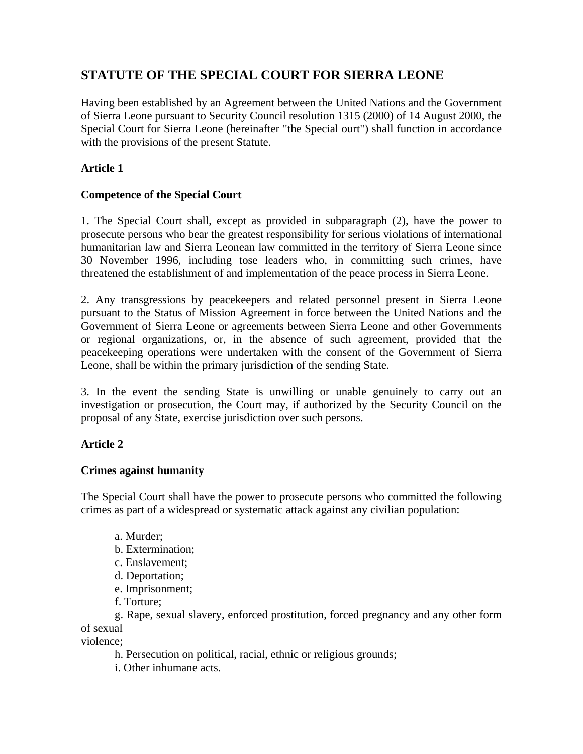# STATUTE OF THE SPECIAL COURT FOR SIERRA LEONE

Having been established by an Agreement between the United Nations and the Government of Sierra Leone pursuant to Security Council resolution 1315 (2000) of 14 August 2000, the Special Court for Sierra Leone (hereinafter "the Special ourt") shall function in accordance with the provisions of the present Statute.

## Article 1

### Competence of the Special Court

1. The Special Court shall, except as provided in subparagraph (2), have the power to prosecute persons who bear the greatest responsibility for serious violations of international humanitarian law and Sierra Leonean law committed in the territory of Sierra Leone since 30 November 1996, including tose leaders who, in committing such crimes, have threatened the establishment of and implementation of the peace process in Sierra Leone.

2. Any transgressions by peacekeepers and related personnel present in Sierra Leone pursuant to the Status of Mission Agreement in force between the United Nations and the Government of Sierra Leone or agreements between Sierra Leone and other Governments or regional organizations, or, in the absence of such agreement, provided that the peacekeeping operations were undertaken with the consent of the Government of Sierra Leone, shall be within the primary jurisdiction of the sending State.

3. In the event the sending State is unwilling or unable genuinely to carry out an investigation or prosecution, the Court may, if authorized by the Security Council on the proposal of any State, exercise jurisdiction over such persons.

## Article 2

### Crimes against humanity

The Special Court shall have the power to prosecute persons who committed the following crimes as part of a widespread or systematic attack against any civilian population:

a. Murder;
b. Extermination;
c. Enslavement;
d. Deportation;
e. Imprisonment;
f. Torture;
g. Rape, sexual slavery, enforced prostitution, forced pregnancy and any other form of sexual violence;
h. Persecution on political, racial, ethnic or religious grounds;
i. Other inhumane acts.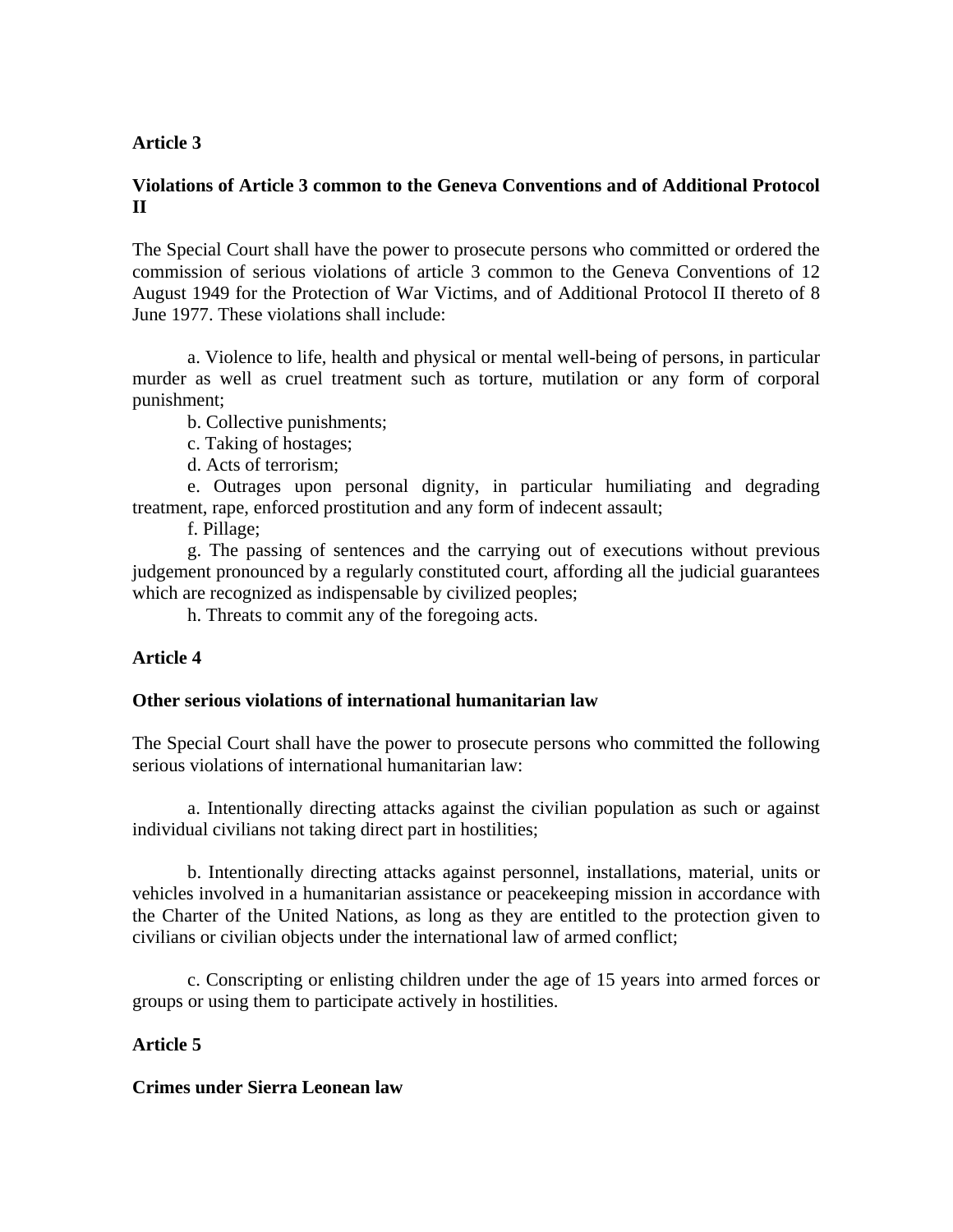## Article 3

### Violations of Article 3 common to the Geneva Conventions and of Additional Protocol II

The Special Court shall have the power to prosecute persons who committed or ordered the commission of serious violations of article 3 common to the Geneva Conventions of 12 August 1949 for the Protection of War Victims, and of Additional Protocol II thereto of 8 June 1977. These violations shall include:

a. Violence to life, health and physical or mental well-being of persons, in particular murder as well as cruel treatment such as torture, mutilation or any form of corporal punishment;

b. Collective punishments;

c. Taking of hostages;

d. Acts of terrorism;

e. Outrages upon personal dignity, in particular humiliating and degrading treatment, rape, enforced prostitution and any form of indecent assault;

f. Pillage;

g. The passing of sentences and the carrying out of executions without previous judgement pronounced by a regularly constituted court, affording all the judicial guarantees which are recognized as indispensable by civilized peoples;

h. Threats to commit any of the foregoing acts.

## Article 4

### Other serious violations of international humanitarian law

The Special Court shall have the power to prosecute persons who committed the following serious violations of international humanitarian law:

a. Intentionally directing attacks against the civilian population as such or against individual civilians not taking direct part in hostilities;

b. Intentionally directing attacks against personnel, installations, material, units or vehicles involved in a humanitarian assistance or peacekeeping mission in accordance with the Charter of the United Nations, as long as they are entitled to the protection given to civilians or civilian objects under the international law of armed conflict;

c. Conscripting or enlisting children under the age of 15 years into armed forces or groups or using them to participate actively in hostilities.

## Article 5

### Crimes under Sierra Leonean law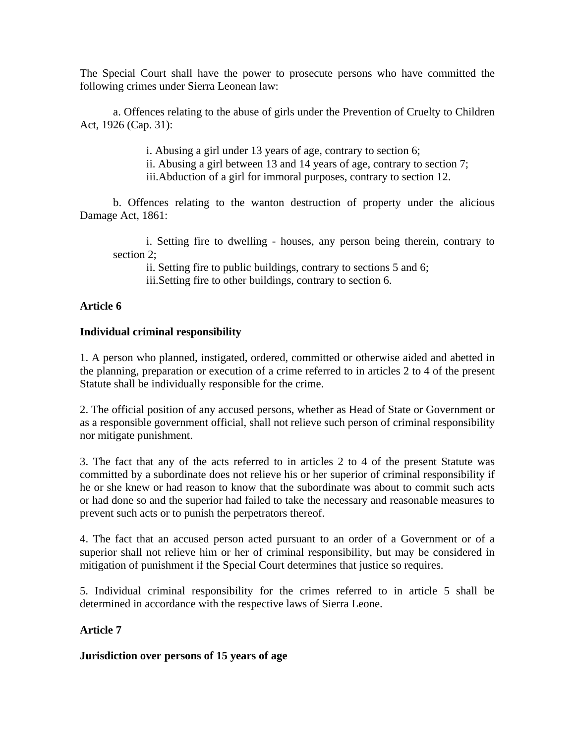The Special Court shall have the power to prosecute persons who have committed the following crimes under Sierra Leonean law:

a. Offences relating to the abuse of girls under the Prevention of Cruelty to Children Act, 1926 (Cap. 31):

i. Abusing a girl under 13 years of age, contrary to section 6;
ii. Abusing a girl between 13 and 14 years of age, contrary to section 7;
iii.Abduction of a girl for immoral purposes, contrary to section 12.

b. Offences relating to the wanton destruction of property under the alicious Damage Act, 1861:

i. Setting fire to dwelling - houses, any person being therein, contrary to section 2;
ii. Setting fire to public buildings, contrary to sections 5 and 6;
iii.Setting fire to other buildings, contrary to section 6.

**Article 6**

**Individual criminal responsibility**

1. A person who planned, instigated, ordered, committed or otherwise aided and abetted in the planning, preparation or execution of a crime referred to in articles 2 to 4 of the present Statute shall be individually responsible for the crime.

2. The official position of any accused persons, whether as Head of State or Government or as a responsible government official, shall not relieve such person of criminal responsibility nor mitigate punishment.

3. The fact that any of the acts referred to in articles 2 to 4 of the present Statute was committed by a subordinate does not relieve his or her superior of criminal responsibility if he or she knew or had reason to know that the subordinate was about to commit such acts or had done so and the superior had failed to take the necessary and reasonable measures to prevent such acts or to punish the perpetrators thereof.

4. The fact that an accused person acted pursuant to an order of a Government or of a superior shall not relieve him or her of criminal responsibility, but may be considered in mitigation of punishment if the Special Court determines that justice so requires.

5. Individual criminal responsibility for the crimes referred to in article 5 shall be determined in accordance with the respective laws of Sierra Leone.

**Article 7**

**Jurisdiction over persons of 15 years of age**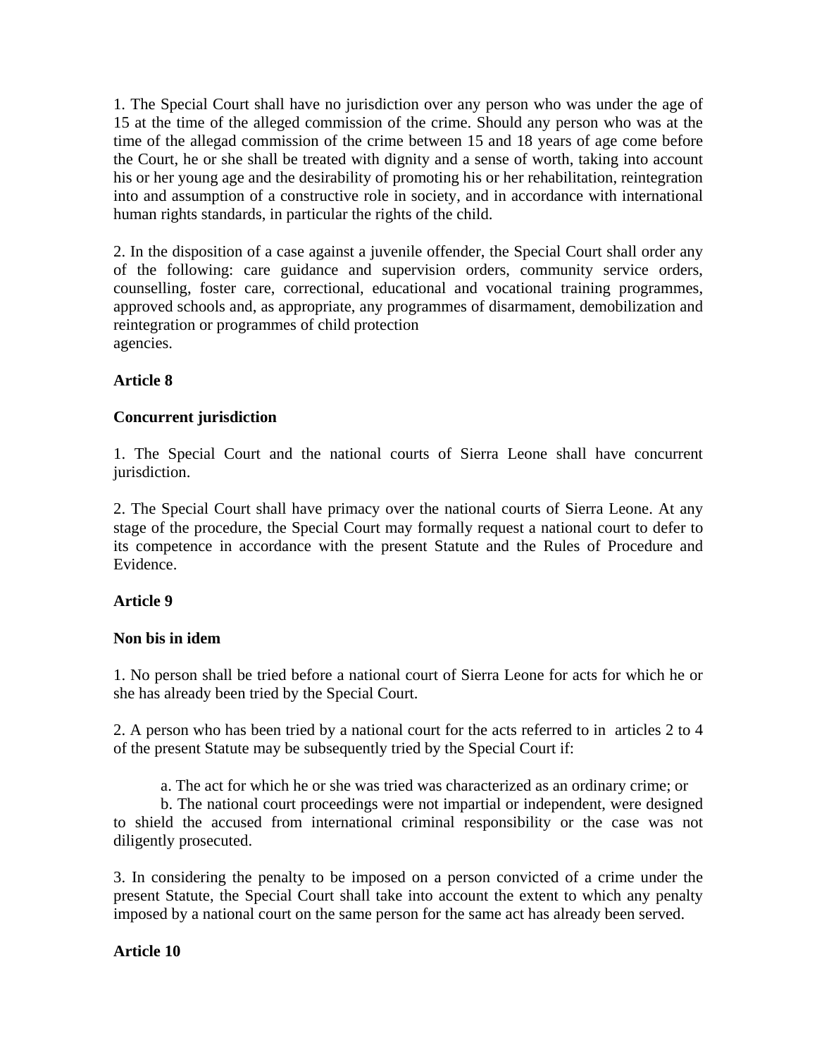1. The Special Court shall have no jurisdiction over any person who was under the age of 15 at the time of the alleged commission of the crime. Should any person who was at the time of the allegad commission of the crime between 15 and 18 years of age come before the Court, he or she shall be treated with dignity and a sense of worth, taking into account his or her young age and the desirability of promoting his or her rehabilitation, reintegration into and assumption of a constructive role in society, and in accordance with international human rights standards, in particular the rights of the child.

2. In the disposition of a case against a juvenile offender, the Special Court shall order any of the following: care guidance and supervision orders, community service orders, counselling, foster care, correctional, educational and vocational training programmes, approved schools and, as appropriate, any programmes of disarmament, demobilization and reintegration or programmes of child protection agencies.

**Article 8**

**Concurrent jurisdiction**

1. The Special Court and the national courts of Sierra Leone shall have concurrent jurisdiction.

2. The Special Court shall have primacy over the national courts of Sierra Leone. At any stage of the procedure, the Special Court may formally request a national court to defer to its competence in accordance with the present Statute and the Rules of Procedure and Evidence.

**Article 9**

**Non bis in idem**

1. No person shall be tried before a national court of Sierra Leone for acts for which he or she has already been tried by the Special Court.

2. A person who has been tried by a national court for the acts referred to in articles 2 to 4 of the present Statute may be subsequently tried by the Special Court if:

a. The act for which he or she was tried was characterized as an ordinary crime; or

b. The national court proceedings were not impartial or independent, were designed to shield the accused from international criminal responsibility or the case was not diligently prosecuted.

3. In considering the penalty to be imposed on a person convicted of a crime under the present Statute, the Special Court shall take into account the extent to which any penalty imposed by a national court on the same person for the same act has already been served.

**Article 10**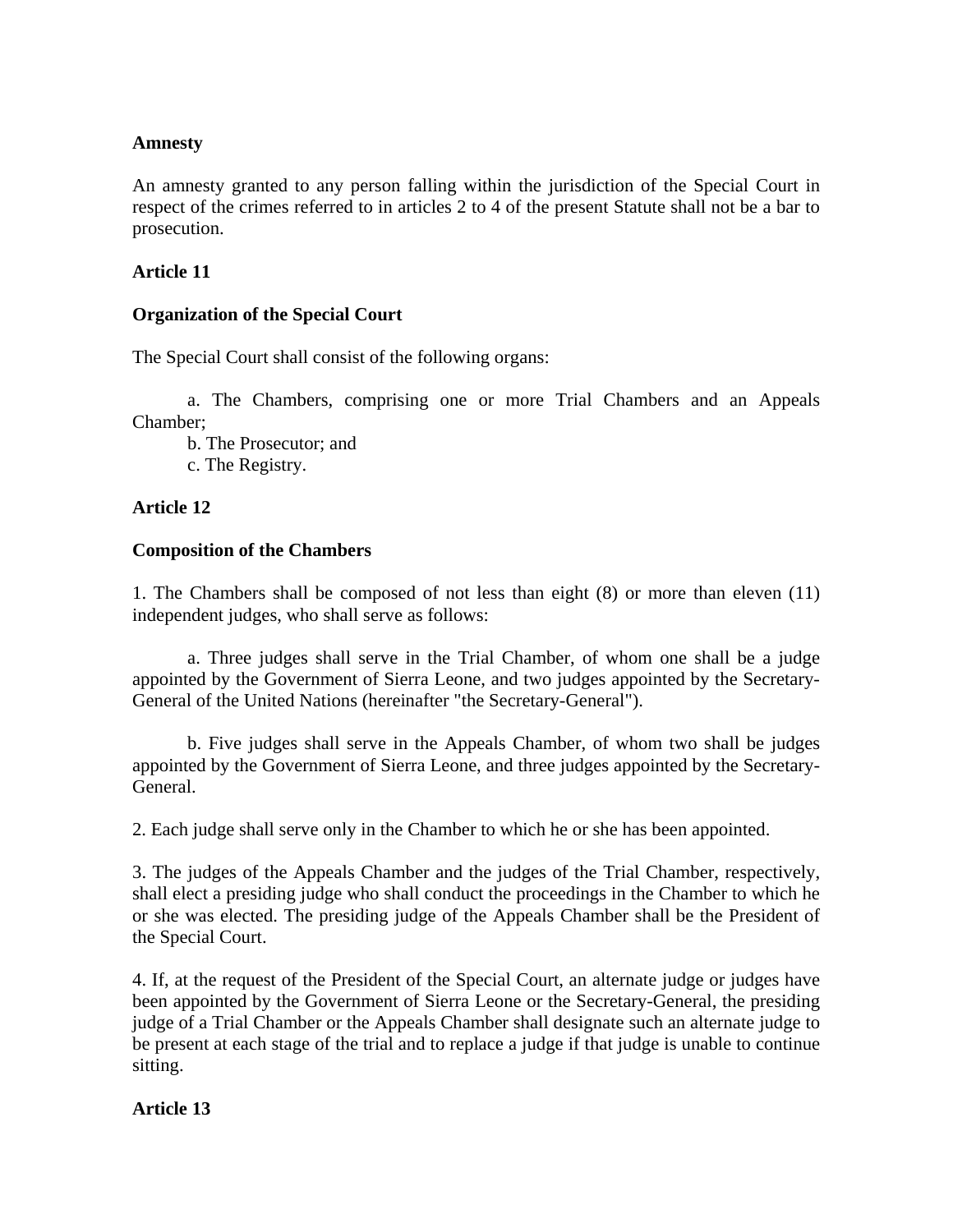**Amnesty**

An amnesty granted to any person falling within the jurisdiction of the Special Court in respect of the crimes referred to in articles 2 to 4 of the present Statute shall not be a bar to prosecution.

**Article 11**

**Organization of the Special Court**

The Special Court shall consist of the following organs:

a. The Chambers, comprising one or more Trial Chambers and an Appeals Chamber;
b. The Prosecutor; and
c. The Registry.

**Article 12**

**Composition of the Chambers**

1. The Chambers shall be composed of not less than eight (8) or more than eleven (11) independent judges, who shall serve as follows:

a. Three judges shall serve in the Trial Chamber, of whom one shall be a judge appointed by the Government of Sierra Leone, and two judges appointed by the Secretary-General of the United Nations (hereinafter "the Secretary-General").

b. Five judges shall serve in the Appeals Chamber, of whom two shall be judges appointed by the Government of Sierra Leone, and three judges appointed by the Secretary-General.

2. Each judge shall serve only in the Chamber to which he or she has been appointed.

3. The judges of the Appeals Chamber and the judges of the Trial Chamber, respectively, shall elect a presiding judge who shall conduct the proceedings in the Chamber to which he or she was elected. The presiding judge of the Appeals Chamber shall be the President of the Special Court.

4. If, at the request of the President of the Special Court, an alternate judge or judges have been appointed by the Government of Sierra Leone or the Secretary-General, the presiding judge of a Trial Chamber or the Appeals Chamber shall designate such an alternate judge to be present at each stage of the trial and to replace a judge if that judge is unable to continue sitting.

**Article 13**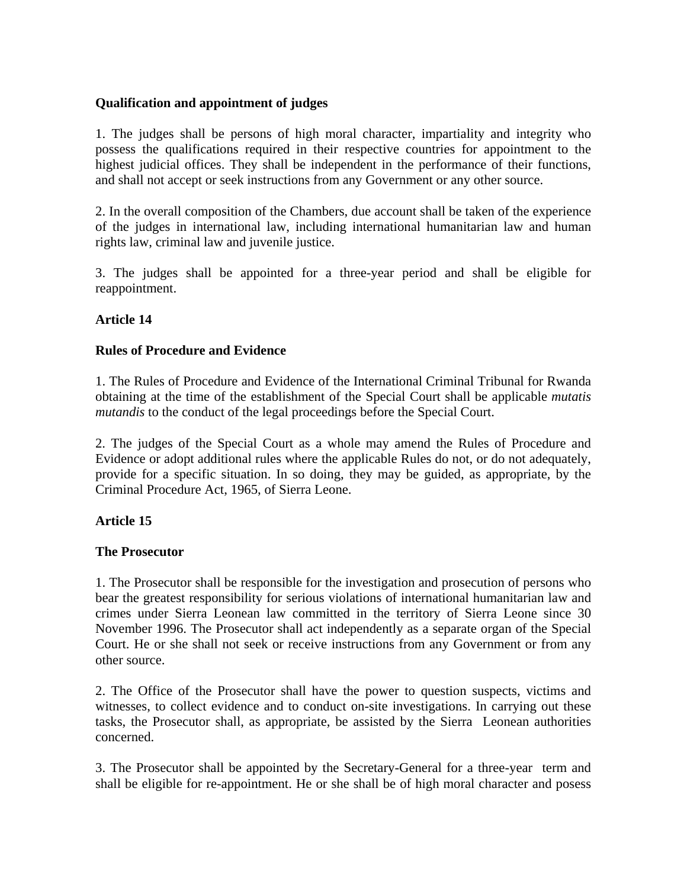**Qualification and appointment of judges**

1. The judges shall be persons of high moral character, impartiality and integrity who possess the qualifications required in their respective countries for appointment to the highest judicial offices. They shall be independent in the performance of their functions, and shall not accept or seek instructions from any Government or any other source.

2. In the overall composition of the Chambers, due account shall be taken of the experience of the judges in international law, including international humanitarian law and human rights law, criminal law and juvenile justice.

3. The judges shall be appointed for a three-year period and shall be eligible for reappointment.

**Article 14**

**Rules of Procedure and Evidence**

1. The Rules of Procedure and Evidence of the International Criminal Tribunal for Rwanda obtaining at the time of the establishment of the Special Court shall be applicable *mutatis mutandis* to the conduct of the legal proceedings before the Special Court.

2. The judges of the Special Court as a whole may amend the Rules of Procedure and Evidence or adopt additional rules where the applicable Rules do not, or do not adequately, provide for a specific situation. In so doing, they may be guided, as appropriate, by the Criminal Procedure Act, 1965, of Sierra Leone.

**Article 15**

**The Prosecutor**

1. The Prosecutor shall be responsible for the investigation and prosecution of persons who bear the greatest responsibility for serious violations of international humanitarian law and crimes under Sierra Leonean law committed in the territory of Sierra Leone since 30 November 1996. The Prosecutor shall act independently as a separate organ of the Special Court. He or she shall not seek or receive instructions from any Government or from any other source.

2. The Office of the Prosecutor shall have the power to question suspects, victims and witnesses, to collect evidence and to conduct on-site investigations. In carrying out these tasks, the Prosecutor shall, as appropriate, be assisted by the Sierra Leonean authorities concerned.

3. The Prosecutor shall be appointed by the Secretary-General for a three-year term and shall be eligible for re-appointment. He or she shall be of high moral character and posess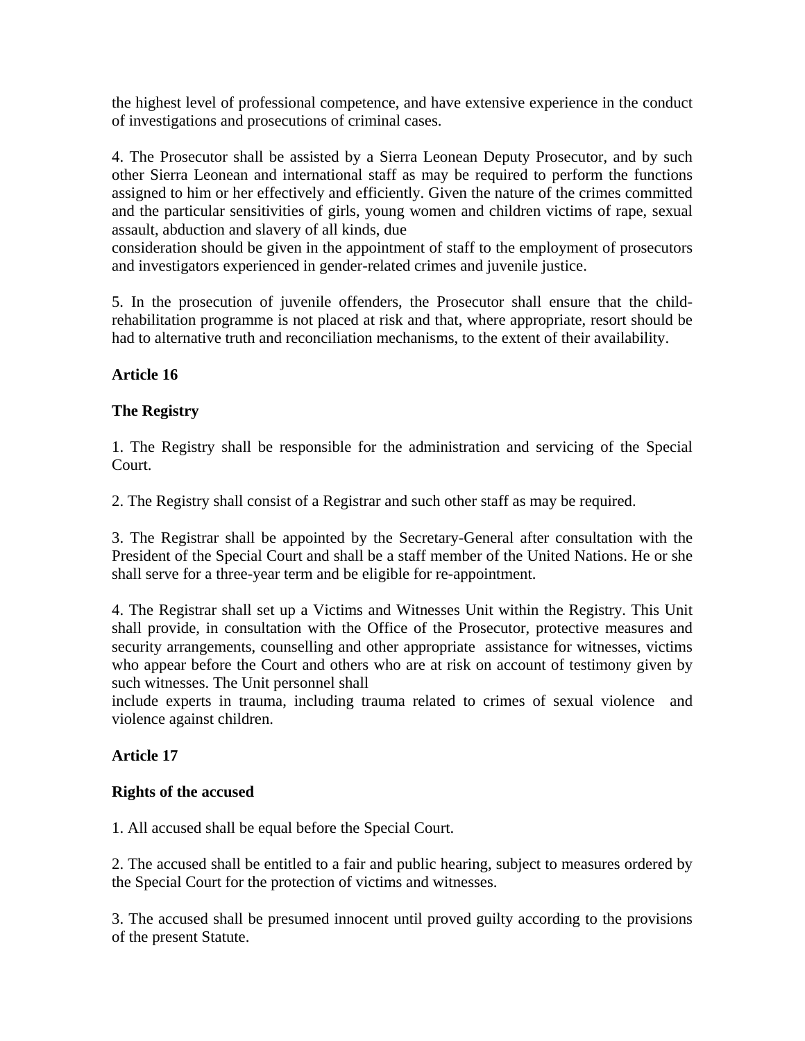the highest level of professional competence, and have extensive experience in the conduct of investigations and prosecutions of criminal cases.

4. The Prosecutor shall be assisted by a Sierra Leonean Deputy Prosecutor, and by such other Sierra Leonean and international staff as may be required to perform the functions assigned to him or her effectively and efficiently. Given the nature of the crimes committed and the particular sensitivities of girls, young women and children victims of rape, sexual assault, abduction and slavery of all kinds, due consideration should be given in the appointment of staff to the employment of prosecutors and investigators experienced in gender-related crimes and juvenile justice.

5. In the prosecution of juvenile offenders, the Prosecutor shall ensure that the child-rehabilitation programme is not placed at risk and that, where appropriate, resort should be had to alternative truth and reconciliation mechanisms, to the extent of their availability.

**Article 16**

**The Registry**

1. The Registry shall be responsible for the administration and servicing of the Special Court.

2. The Registry shall consist of a Registrar and such other staff as may be required.

3. The Registrar shall be appointed by the Secretary-General after consultation with the President of the Special Court and shall be a staff member of the United Nations. He or she shall serve for a three-year term and be eligible for re-appointment.

4. The Registrar shall set up a Victims and Witnesses Unit within the Registry. This Unit shall provide, in consultation with the Office of the Prosecutor, protective measures and security arrangements, counselling and other appropriate assistance for witnesses, victims who appear before the Court and others who are at risk on account of testimony given by such witnesses. The Unit personnel shall include experts in trauma, including trauma related to crimes of sexual violence and violence against children.

**Article 17**

**Rights of the accused**

1. All accused shall be equal before the Special Court.

2. The accused shall be entitled to a fair and public hearing, subject to measures ordered by the Special Court for the protection of victims and witnesses.

3. The accused shall be presumed innocent until proved guilty according to the provisions of the present Statute.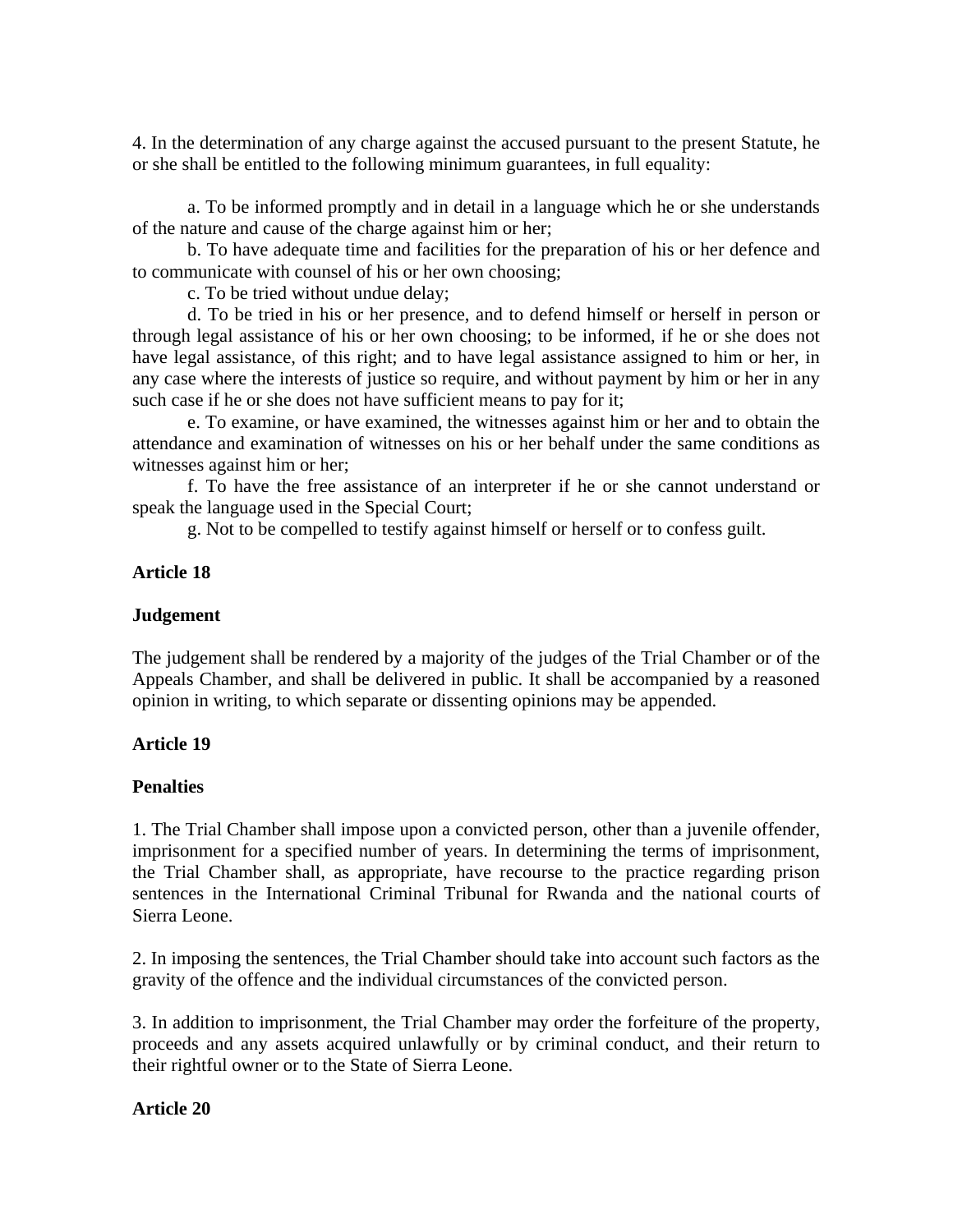4. In the determination of any charge against the accused pursuant to the present Statute, he or she shall be entitled to the following minimum guarantees, in full equality:

a. To be informed promptly and in detail in a language which he or she understands of the nature and cause of the charge against him or her;

b. To have adequate time and facilities for the preparation of his or her defence and to communicate with counsel of his or her own choosing;

c. To be tried without undue delay;

d. To be tried in his or her presence, and to defend himself or herself in person or through legal assistance of his or her own choosing; to be informed, if he or she does not have legal assistance, of this right; and to have legal assistance assigned to him or her, in any case where the interests of justice so require, and without payment by him or her in any such case if he or she does not have sufficient means to pay for it;

e. To examine, or have examined, the witnesses against him or her and to obtain the attendance and examination of witnesses on his or her behalf under the same conditions as witnesses against him or her;

f. To have the free assistance of an interpreter if he or she cannot understand or speak the language used in the Special Court;

g. Not to be compelled to testify against himself or herself or to confess guilt.

**Article 18**

**Judgement**

The judgement shall be rendered by a majority of the judges of the Trial Chamber or of the Appeals Chamber, and shall be delivered in public. It shall be accompanied by a reasoned opinion in writing, to which separate or dissenting opinions may be appended.

**Article 19**

**Penalties**

1. The Trial Chamber shall impose upon a convicted person, other than a juvenile offender, imprisonment for a specified number of years. In determining the terms of imprisonment, the Trial Chamber shall, as appropriate, have recourse to the practice regarding prison sentences in the International Criminal Tribunal for Rwanda and the national courts of Sierra Leone.

2. In imposing the sentences, the Trial Chamber should take into account such factors as the gravity of the offence and the individual circumstances of the convicted person.

3. In addition to imprisonment, the Trial Chamber may order the forfeiture of the property, proceeds and any assets acquired unlawfully or by criminal conduct, and their return to their rightful owner or to the State of Sierra Leone.

**Article 20**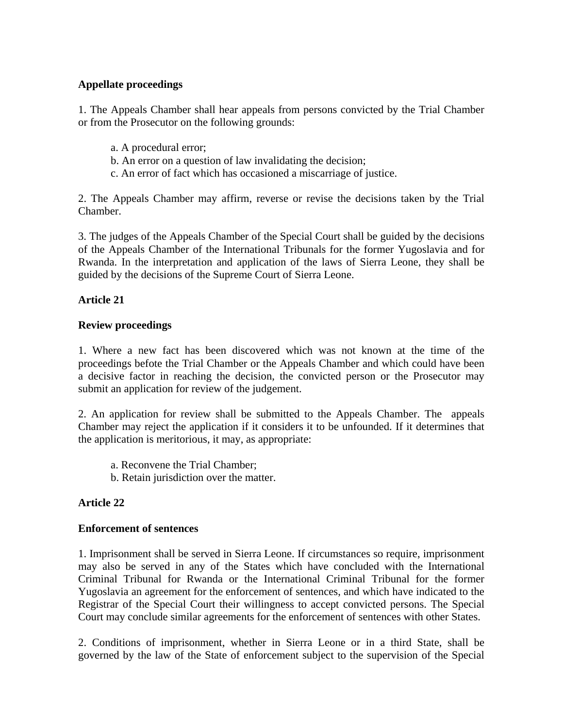**Appellate proceedings**

1. The Appeals Chamber shall hear appeals from persons convicted by the Trial Chamber or from the Prosecutor on the following grounds:

   a. A procedural error;
   b. An error on a question of law invalidating the decision;
   c. An error of fact which has occasioned a miscarriage of justice.

2. The Appeals Chamber may affirm, reverse or revise the decisions taken by the Trial Chamber.

3. The judges of the Appeals Chamber of the Special Court shall be guided by the decisions of the Appeals Chamber of the International Tribunals for the former Yugoslavia and for Rwanda. In the interpretation and application of the laws of Sierra Leone, they shall be guided by the decisions of the Supreme Court of Sierra Leone.

**Article 21**

**Review proceedings**

1. Where a new fact has been discovered which was not known at the time of the proceedings befote the Trial Chamber or the Appeals Chamber and which could have been a decisive factor in reaching the decision, the convicted person or the Prosecutor may submit an application for review of the judgement.

2. An application for review shall be submitted to the Appeals Chamber. The appeals Chamber may reject the application if it considers it to be unfounded. If it determines that the application is meritorious, it may, as appropriate:

   a. Reconvene the Trial Chamber;
   b. Retain jurisdiction over the matter.

**Article 22**

**Enforcement of sentences**

1. Imprisonment shall be served in Sierra Leone. If circumstances so require, imprisonment may also be served in any of the States which have concluded with the International Criminal Tribunal for Rwanda or the International Criminal Tribunal for the former Yugoslavia an agreement for the enforcement of sentences, and which have indicated to the Registrar of the Special Court their willingness to accept convicted persons. The Special Court may conclude similar agreements for the enforcement of sentences with other States.

2. Conditions of imprisonment, whether in Sierra Leone or in a third State, shall be governed by the law of the State of enforcement subject to the supervision of the Special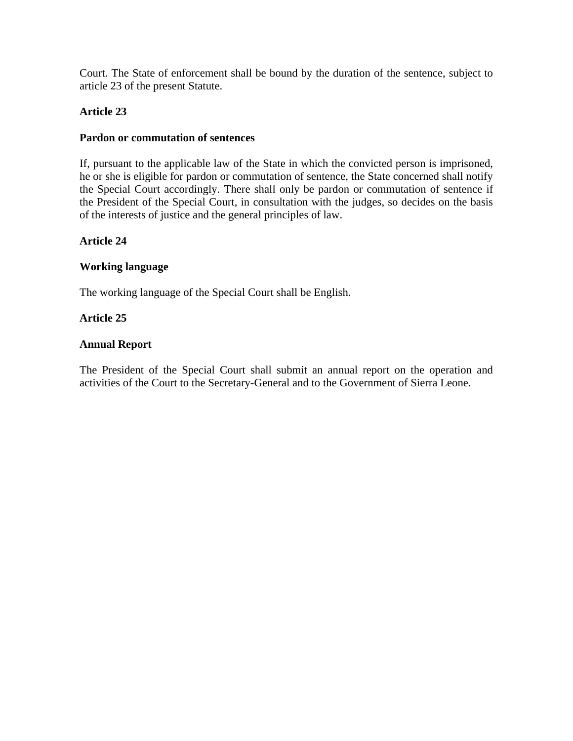Court. The State of enforcement shall be bound by the duration of the sentence, subject to article 23 of the present Statute.

**Article 23**

**Pardon or commutation of sentences**

If, pursuant to the applicable law of the State in which the convicted person is imprisoned, he or she is eligible for pardon or commutation of sentence, the State concerned shall notify the Special Court accordingly. There shall only be pardon or commutation of sentence if the President of the Special Court, in consultation with the judges, so decides on the basis of the interests of justice and the general principles of law.

**Article 24**

**Working language**

The working language of the Special Court shall be English.

**Article 25**

**Annual Report**

The President of the Special Court shall submit an annual report on the operation and activities of the Court to the Secretary-General and to the Government of Sierra Leone.